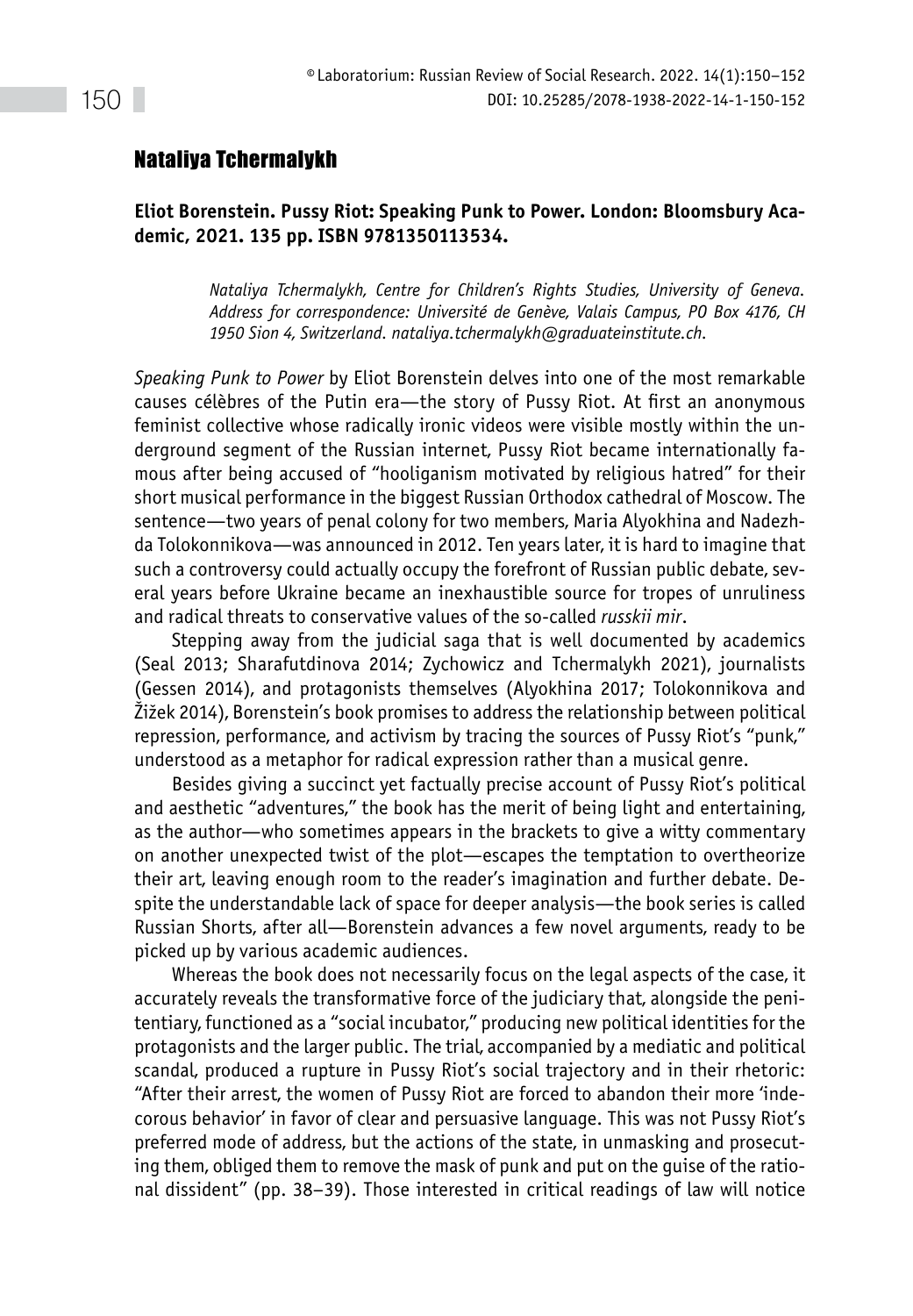## Nataliya Tchermalykh

**Eliot Borenstein. Pussy Riot: Speaking Punk to Power. London: Bloomsbury Academic, 2021. 135 pp. ISBN 9781350113534.**

*Nataliya Tchermalykh, Centre for Children's Rights Studies, University of Geneva. Address for correspondence: Université de Genève, Valais Campus, PO Box 4176, CH 1950 Sion 4, Switzerland. nataliya.tchermalykh@graduateinstitute.ch.*

*Speaking Punk to Power* by Eliot Borenstein delves into one of the most remarkable causes célèbres of the Putin era—the story of Pussy Riot. At first an anonymous feminist collective whose radically ironic videos were visible mostly within the underground segment of the Russian internet, Pussy Riot became internationally famous after being accused of "hooliganism motivated by religious hatred" for their short musical performance in the biggest Russian Orthodox cathedral of Moscow. The sentence—two years of penal colony for two members, Maria Alyokhina and Nadezhda Tolokonnikova—was announced in 2012. Ten years later, it is hard to imagine that such a controversy could actually occupy the forefront of Russian public debate, several years before Ukraine became an inexhaustible source for tropes of unruliness and radical threats to conservative values of the so-called *russkii mir*.

Stepping away from the judicial saga that is well documented by academics (Seal 2013; Sharafutdinova 2014; Zychowicz and Tchermalykh 2021), journalists (Gessen 2014), and protagonists themselves (Alyokhina 2017; Tolokonnikova and Žižek 2014), Borenstein's book promises to address the relationship between political repression, performance, and activism by tracing the sources of Pussy Riot's "punk," understood as a metaphor for radical expression rather than a musical genre.

Besides giving a succinct yet factually precise account of Pussy Riot's political and aesthetic "adventures," the book has the merit of being light and entertaining, as the author—who sometimes appears in the brackets to give a witty commentary on another unexpected twist of the plot—escapes the temptation to overtheorize their art, leaving enough room to the reader's imagination and further debate. Despite the understandable lack of space for deeper analysis—the book series is called Russian Shorts, after all—Borenstein advances a few novel arguments, ready to be picked up by various academic audiences.

Whereas the book does not necessarily focus on the legal aspects of the case, it accurately reveals the transformative force of the judiciary that, alongside the penitentiary, functioned as a "social incubator," producing new political identities for the protagonists and the larger public. The trial, accompanied by a mediatic and political scandal, produced a rupture in Pussy Riot's social trajectory and in their rhetoric: "After their arrest, the women of Pussy Riot are forced to abandon their more 'indecorous behavior' in favor of clear and persuasive language. This was not Pussy Riot's preferred mode of address, but the actions of the state, in unmasking and prosecuting them, obliged them to remove the mask of punk and put on the guise of the rational dissident" (pp. 38–39). Those interested in critical readings of law will notice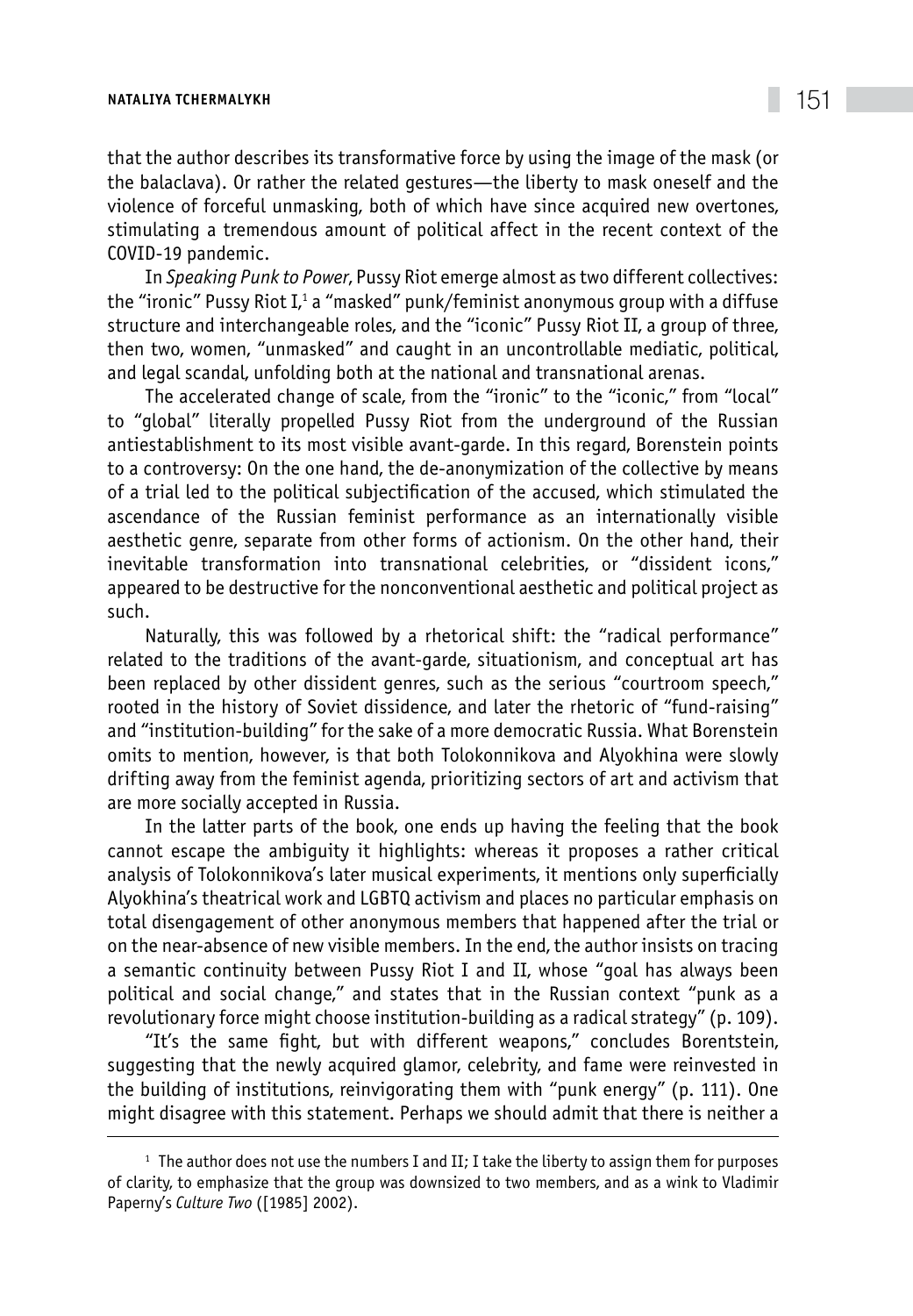that the author describes its transformative force by using the image of the mask (or the balaclava). Or rather the related gestures—the liberty to mask oneself and the violence of forceful unmasking, both of which have since acquired new overtones, stimulating a tremendous amount of political affect in the recent context of the COVID-19 pandemic.

In *Speaking Punk to Power*, Pussy Riot emerge almost as two different collectives: the "ironic" Pussy Riot I,[1] a "masked" punk/feminist anonymous group with a diffuse structure and interchangeable roles, and the "iconic" Pussy Riot II, a group of three, then two, women, "unmasked" and caught in an uncontrollable mediatic, political, and legal scandal, unfolding both at the national and transnational arenas.

The accelerated change of scale, from the "ironic" to the "iconic," from "local" to "global" literally propelled Pussy Riot from the underground of the Russian antiestablishment to its most visible avant-garde. In this regard, Borenstein points to a controversy: On the one hand, the de-anonymization of the collective by means of a trial led to the political subjectification of the accused, which stimulated the ascendance of the Russian feminist performance as an internationally visible aesthetic genre, separate from other forms of actionism. On the other hand, their inevitable transformation into transnational celebrities, or "dissident icons," appeared to be destructive for the nonconventional aesthetic and political project as such.

Naturally, this was followed by a rhetorical shift: the "radical performance" related to the traditions of the avant-garde, situationism, and conceptual art has been replaced by other dissident genres, such as the serious "courtroom speech," rooted in the history of Soviet dissidence, and later the rhetoric of "fund-raising" and "institution-building" for the sake of a more democratic Russia. What Borenstein omits to mention, however, is that both Tolokonnikova and Alyokhina were slowly drifting away from the feminist agenda, prioritizing sectors of art and activism that are more socially accepted in Russia.

In the latter parts of the book, one ends up having the feeling that the book cannot escape the ambiguity it highlights: whereas it proposes a rather critical analysis of Tolokonnikova's later musical experiments, it mentions only superficially Alyokhina's theatrical work and LGBTQ activism and places no particular emphasis on total disengagement of other anonymous members that happened after the trial or on the near-absence of new visible members. In the end, the author insists on tracing a semantic continuity between Pussy Riot I and II, whose "goal has always been political and social change," and states that in the Russian context "punk as a revolutionary force might choose institution-building as a radical strategy" (p. 109).

"It's the same fight, but with different weapons," concludes Borentstein, suggesting that the newly acquired glamor, celebrity, and fame were reinvested in the building of institutions, reinvigorating them with "punk energy" (p. 111). One might disagree with this statement. Perhaps we should admit that there is neither a

---

[1] The author does not use the numbers I and II; I take the liberty to assign them for purposes of clarity, to emphasize that the group was downsized to two members, and as a wink to Vladimir Paperny's *Culture Two* ([1985] 2002).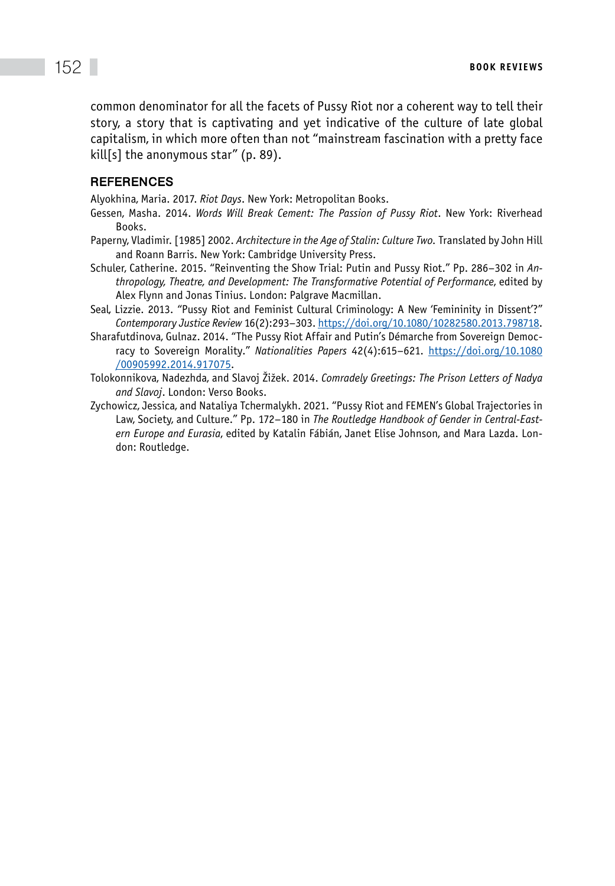common denominator for all the facets of Pussy Riot nor a coherent way to tell their story, a story that is captivating and yet indicative of the culture of late global capitalism, in which more often than not "mainstream fascination with a pretty face kill[s] the anonymous star" (p. 89).

## REFERENCES

Alyokhina, Maria. 2017. *Riot Days*. New York: Metropolitan Books.

Gessen, Masha. 2014. *Words Will Break Cement: The Passion of Pussy Riot*. New York: Riverhead Books.

Paperny, Vladimir. [1985] 2002. *Architecture in the Age of Stalin: Culture Two*. Translated by John Hill and Roann Barris. New York: Cambridge University Press.

Schuler, Catherine. 2015. "Reinventing the Show Trial: Putin and Pussy Riot." Pp. 286–302 in *Anthropology, Theatre, and Development: The Transformative Potential of Performance*, edited by Alex Flynn and Jonas Tinius. London: Palgrave Macmillan.

Seal, Lizzie. 2013. "Pussy Riot and Feminist Cultural Criminology: A New 'Femininity in Dissent'?" *Contemporary Justice Review* 16(2):293–303. https://doi.org/10.1080/10282580.2013.798718.

Sharafutdinova, Gulnaz. 2014. "The Pussy Riot Affair and Putin's Démarche from Sovereign Democracy to Sovereign Morality." *Nationalities Papers* 42(4):615–621. https://doi.org/10.1080/00905992.2014.917075.

Tolokonnikova, Nadezhda, and Slavoj Žižek. 2014. *Comradely Greetings: The Prison Letters of Nadya and Slavoj*. London: Verso Books.

Zychowicz, Jessica, and Nataliya Tchermalykh. 2021. "Pussy Riot and FEMEN's Global Trajectories in Law, Society, and Culture." Pp. 172–180 in *The Routledge Handbook of Gender in Central-Eastern Europe and Eurasia*, edited by Katalin Fábián, Janet Elise Johnson, and Mara Lazda. London: Routledge.